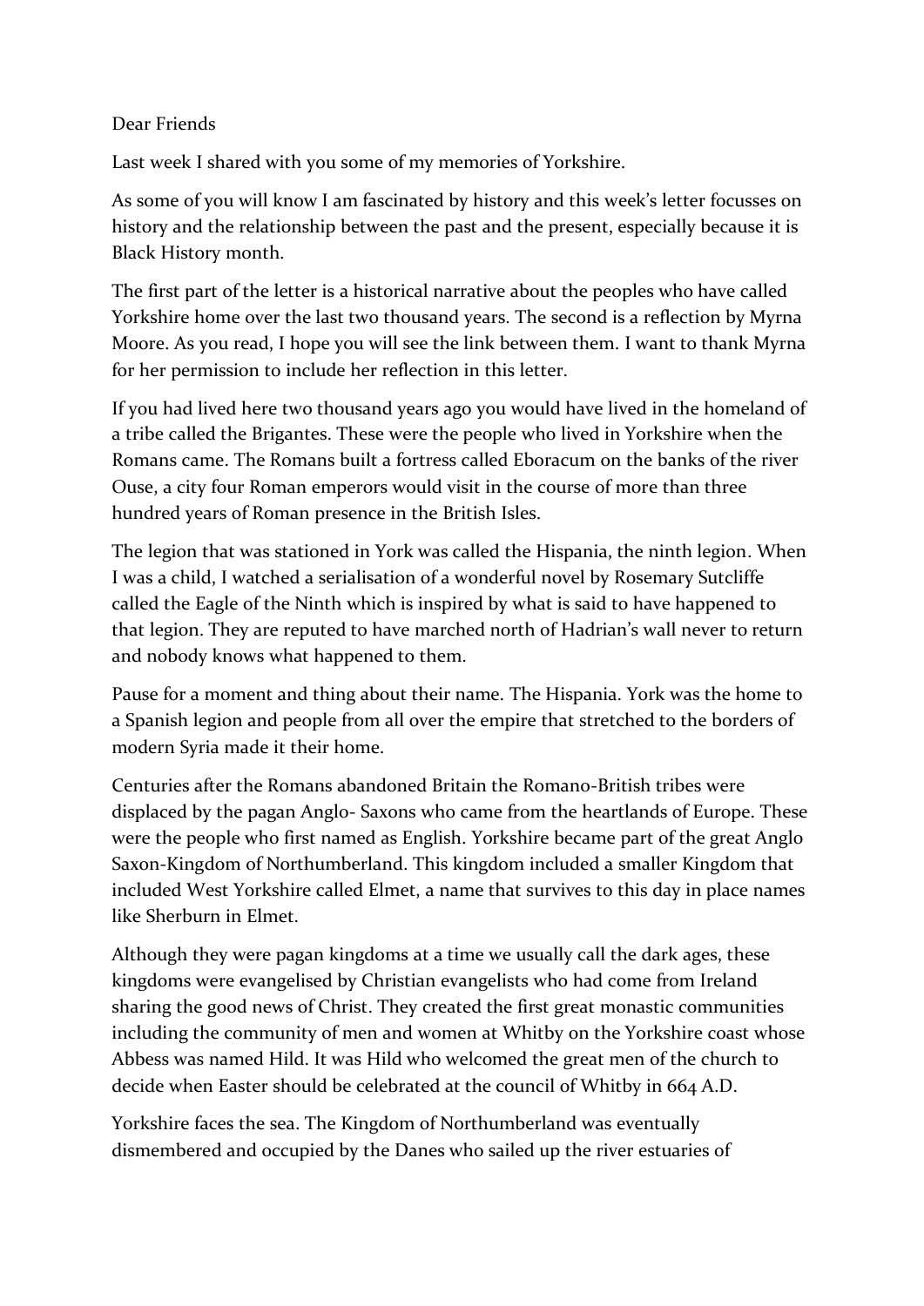Dear Friends

Last week I shared with you some of my memories of Yorkshire.

As some of you will know I am fascinated by history and this week's letter focusses on history and the relationship between the past and the present, especially because it is Black History month.

The first part of the letter is a historical narrative about the peoples who have called Yorkshire home over the last two thousand years. The second is a reflection by Myrna Moore. As you read, I hope you will see the link between them. I want to thank Myrna for her permission to include her reflection in this letter.

If you had lived here two thousand years ago you would have lived in the homeland of a tribe called the Brigantes. These were the people who lived in Yorkshire when the Romans came. The Romans built a fortress called Eboracum on the banks of the river Ouse, a city four Roman emperors would visit in the course of more than three hundred years of Roman presence in the British Isles.

The legion that was stationed in York was called the Hispania, the ninth legion. When I was a child, I watched a serialisation of a wonderful novel by Rosemary Sutcliffe called the Eagle of the Ninth which is inspired by what is said to have happened to that legion. They are reputed to have marched north of Hadrian's wall never to return and nobody knows what happened to them.

Pause for a moment and thing about their name. The Hispania. York was the home to a Spanish legion and people from all over the empire that stretched to the borders of modern Syria made it their home.

Centuries after the Romans abandoned Britain the Romano-British tribes were displaced by the pagan Anglo- Saxons who came from the heartlands of Europe. These were the people who first named as English. Yorkshire became part of the great Anglo Saxon-Kingdom of Northumberland. This kingdom included a smaller Kingdom that included West Yorkshire called Elmet, a name that survives to this day in place names like Sherburn in Elmet.

Although they were pagan kingdoms at a time we usually call the dark ages, these kingdoms were evangelised by Christian evangelists who had come from Ireland sharing the good news of Christ. They created the first great monastic communities including the community of men and women at Whitby on the Yorkshire coast whose Abbess was named Hild. It was Hild who welcomed the great men of the church to decide when Easter should be celebrated at the council of Whitby in 664 A.D.

Yorkshire faces the sea. The Kingdom of Northumberland was eventually dismembered and occupied by the Danes who sailed up the river estuaries of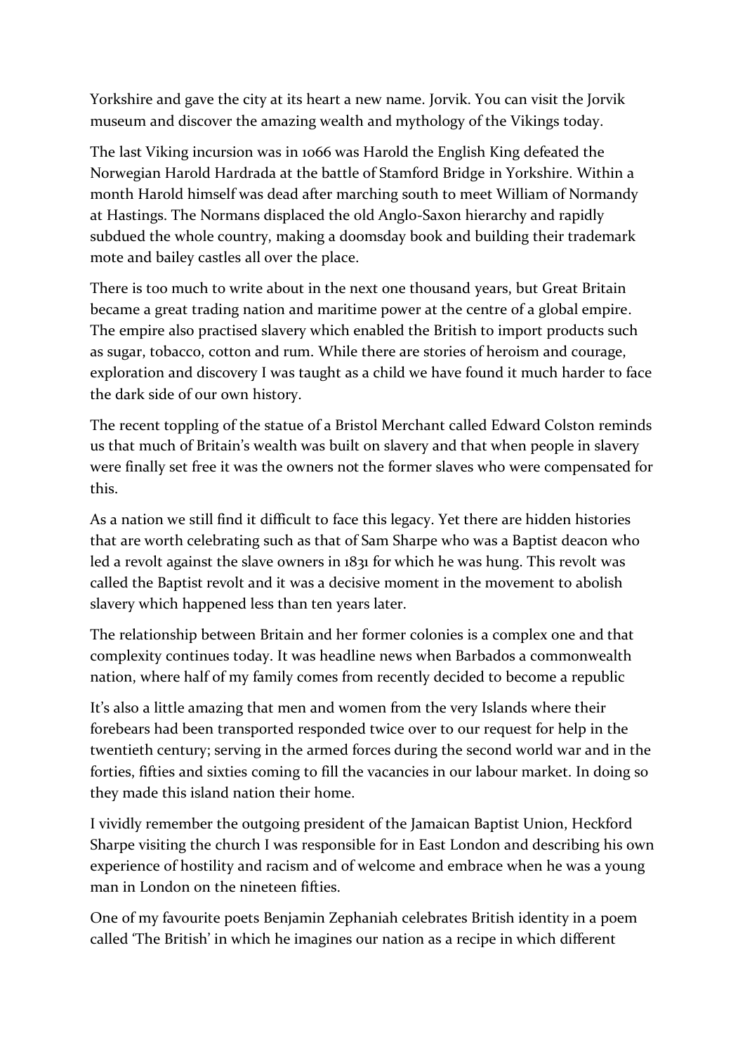Yorkshire and gave the city at its heart a new name. Jorvik. You can visit the Jorvik museum and discover the amazing wealth and mythology of the Vikings today.

The last Viking incursion was in 1066 was Harold the English King defeated the Norwegian Harold Hardrada at the battle of Stamford Bridge in Yorkshire. Within a month Harold himself was dead after marching south to meet William of Normandy at Hastings. The Normans displaced the old Anglo-Saxon hierarchy and rapidly subdued the whole country, making a doomsday book and building their trademark mote and bailey castles all over the place.

There is too much to write about in the next one thousand years, but Great Britain became a great trading nation and maritime power at the centre of a global empire. The empire also practised slavery which enabled the British to import products such as sugar, tobacco, cotton and rum. While there are stories of heroism and courage, exploration and discovery I was taught as a child we have found it much harder to face the dark side of our own history.

The recent toppling of the statue of a Bristol Merchant called Edward Colston reminds us that much of Britain's wealth was built on slavery and that when people in slavery were finally set free it was the owners not the former slaves who were compensated for this.

As a nation we still find it difficult to face this legacy. Yet there are hidden histories that are worth celebrating such as that of Sam Sharpe who was a Baptist deacon who led a revolt against the slave owners in 1831 for which he was hung. This revolt was called the Baptist revolt and it was a decisive moment in the movement to abolish slavery which happened less than ten years later.

The relationship between Britain and her former colonies is a complex one and that complexity continues today. It was headline news when Barbados a commonwealth nation, where half of my family comes from recently decided to become a republic

It's also a little amazing that men and women from the very Islands where their forebears had been transported responded twice over to our request for help in the twentieth century; serving in the armed forces during the second world war and in the forties, fifties and sixties coming to fill the vacancies in our labour market. In doing so they made this island nation their home.

I vividly remember the outgoing president of the Jamaican Baptist Union, Heckford Sharpe visiting the church I was responsible for in East London and describing his own experience of hostility and racism and of welcome and embrace when he was a young man in London on the nineteen fifties.

One of my favourite poets Benjamin Zephaniah celebrates British identity in a poem called 'The British' in which he imagines our nation as a recipe in which different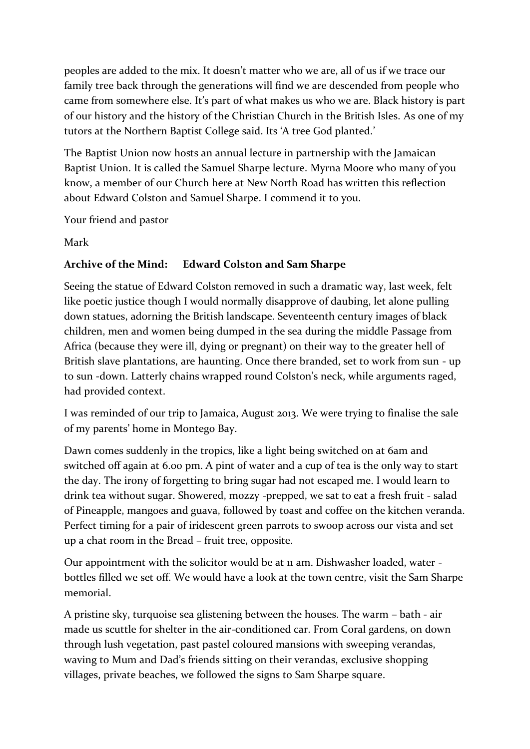peoples are added to the mix. It doesn't matter who we are, all of us if we trace our family tree back through the generations will find we are descended from people who came from somewhere else. It's part of what makes us who we are. Black history is part of our history and the history of the Christian Church in the British Isles. As one of my tutors at the Northern Baptist College said. Its 'A tree God planted.'

The Baptist Union now hosts an annual lecture in partnership with the Jamaican Baptist Union. It is called the Samuel Sharpe lecture. Myrna Moore who many of you know, a member of our Church here at New North Road has written this reflection about Edward Colston and Samuel Sharpe. I commend it to you.

Your friend and pastor

Mark

**Archive of the Mind: Edward Colston and Sam Sharpe**

Seeing the statue of Edward Colston removed in such a dramatic way, last week, felt like poetic justice though I would normally disapprove of daubing, let alone pulling down statues, adorning the British landscape. Seventeenth century images of black children, men and women being dumped in the sea during the middle Passage from Africa (because they were ill, dying or pregnant) on their way to the greater hell of British slave plantations, are haunting. Once there branded, set to work from sun - up to sun -down. Latterly chains wrapped round Colston's neck, while arguments raged, had provided context.

I was reminded of our trip to Jamaica, August 2013. We were trying to finalise the sale of my parents' home in Montego Bay.

Dawn comes suddenly in the tropics, like a light being switched on at 6am and switched off again at 6.00 pm. A pint of water and a cup of tea is the only way to start the day. The irony of forgetting to bring sugar had not escaped me. I would learn to drink tea without sugar. Showered, mozzy -prepped, we sat to eat a fresh fruit - salad of Pineapple, mangoes and guava, followed by toast and coffee on the kitchen veranda. Perfect timing for a pair of iridescent green parrots to swoop across our vista and set up a chat room in the Bread – fruit tree, opposite.

Our appointment with the solicitor would be at 11 am. Dishwasher loaded, water - bottles filled we set off. We would have a look at the town centre, visit the Sam Sharpe memorial.

A pristine sky, turquoise sea glistening between the houses. The warm – bath - air made us scuttle for shelter in the air-conditioned car. From Coral gardens, on down through lush vegetation, past pastel coloured mansions with sweeping verandas, waving to Mum and Dad's friends sitting on their verandas, exclusive shopping villages, private beaches, we followed the signs to Sam Sharpe square.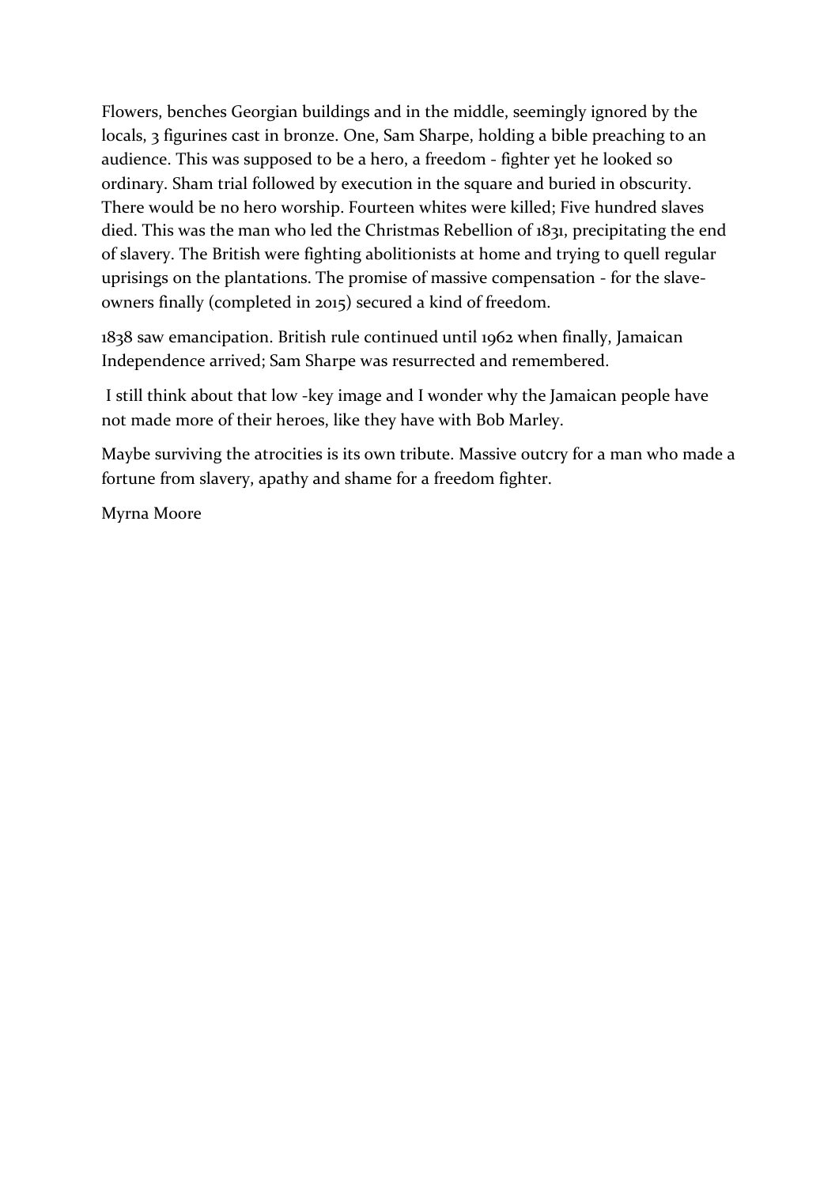Flowers, benches Georgian buildings and in the middle, seemingly ignored by the locals, 3 figurines cast in bronze. One, Sam Sharpe, holding a bible preaching to an audience. This was supposed to be a hero, a freedom - fighter yet he looked so ordinary. Sham trial followed by execution in the square and buried in obscurity. There would be no hero worship. Fourteen whites were killed; Five hundred slaves died. This was the man who led the Christmas Rebellion of 1831, precipitating the end of slavery. The British were fighting abolitionists at home and trying to quell regular uprisings on the plantations. The promise of massive compensation - for the slave-owners finally (completed in 2015) secured a kind of freedom.

1838 saw emancipation. British rule continued until 1962 when finally, Jamaican Independence arrived; Sam Sharpe was resurrected and remembered.

I still think about that low -key image and I wonder why the Jamaican people have not made more of their heroes, like they have with Bob Marley.

Maybe surviving the atrocities is its own tribute. Massive outcry for a man who made a fortune from slavery, apathy and shame for a freedom fighter.

Myrna Moore